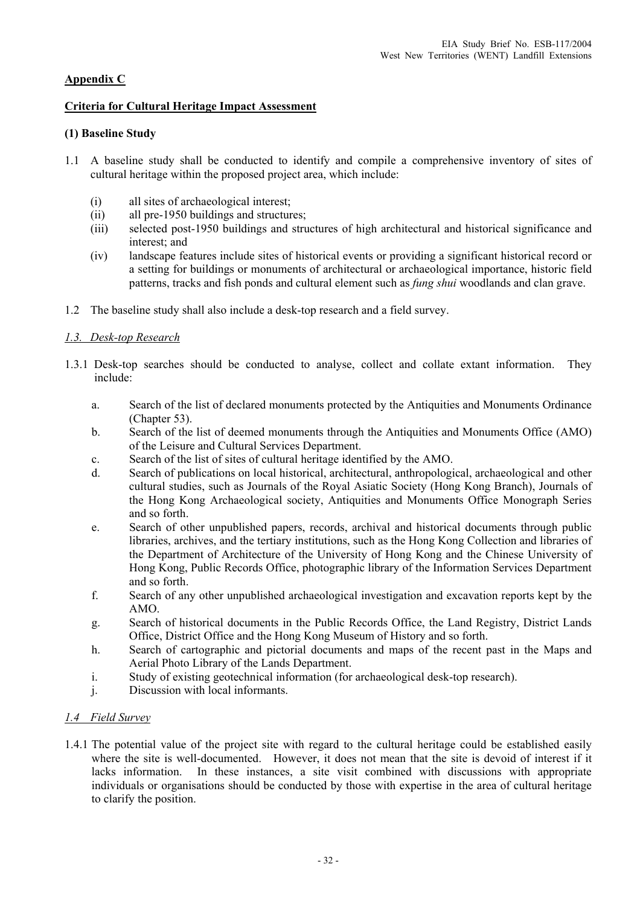## Appendix C

## Criteria for Cultural Heritage Impact Assessment

### (1) Baseline Study

1.1 A baseline study shall be conducted to identify and compile a comprehensive inventory of sites of cultural heritage within the proposed project area, which include:

- (i) all sites of archaeological interest;
- (ii) all pre-1950 buildings and structures;
- (iii) selected post-1950 buildings and structures of high architectural and historical significance and interest; and
- (iv) landscape features include sites of historical events or providing a significant historical record or a setting for buildings or monuments of architectural or archaeological importance, historic field patterns, tracks and fish ponds and cultural element such as *fung shui* woodlands and clan grave.

1.2 The baseline study shall also include a desk-top research and a field survey.

*1.3. Desk-top Research*

1.3.1 Desk-top searches should be conducted to analyse, collect and collate extant information. They include:

- a. Search of the list of declared monuments protected by the Antiquities and Monuments Ordinance (Chapter 53).
- b. Search of the list of deemed monuments through the Antiquities and Monuments Office (AMO) of the Leisure and Cultural Services Department.
- c. Search of the list of sites of cultural heritage identified by the AMO.
- d. Search of publications on local historical, architectural, anthropological, archaeological and other cultural studies, such as Journals of the Royal Asiatic Society (Hong Kong Branch), Journals of the Hong Kong Archaeological society, Antiquities and Monuments Office Monograph Series and so forth.
- e. Search of other unpublished papers, records, archival and historical documents through public libraries, archives, and the tertiary institutions, such as the Hong Kong Collection and libraries of the Department of Architecture of the University of Hong Kong and the Chinese University of Hong Kong, Public Records Office, photographic library of the Information Services Department and so forth.
- f. Search of any other unpublished archaeological investigation and excavation reports kept by the AMO.
- g. Search of historical documents in the Public Records Office, the Land Registry, District Lands Office, District Office and the Hong Kong Museum of History and so forth.
- h. Search of cartographic and pictorial documents and maps of the recent past in the Maps and Aerial Photo Library of the Lands Department.
- i. Study of existing geotechnical information (for archaeological desk-top research).
- j. Discussion with local informants.

*1.4 Field Survey*

1.4.1 The potential value of the project site with regard to the cultural heritage could be established easily where the site is well-documented. However, it does not mean that the site is devoid of interest if it lacks information. In these instances, a site visit combined with discussions with appropriate individuals or organisations should be conducted by those with expertise in the area of cultural heritage to clarify the position.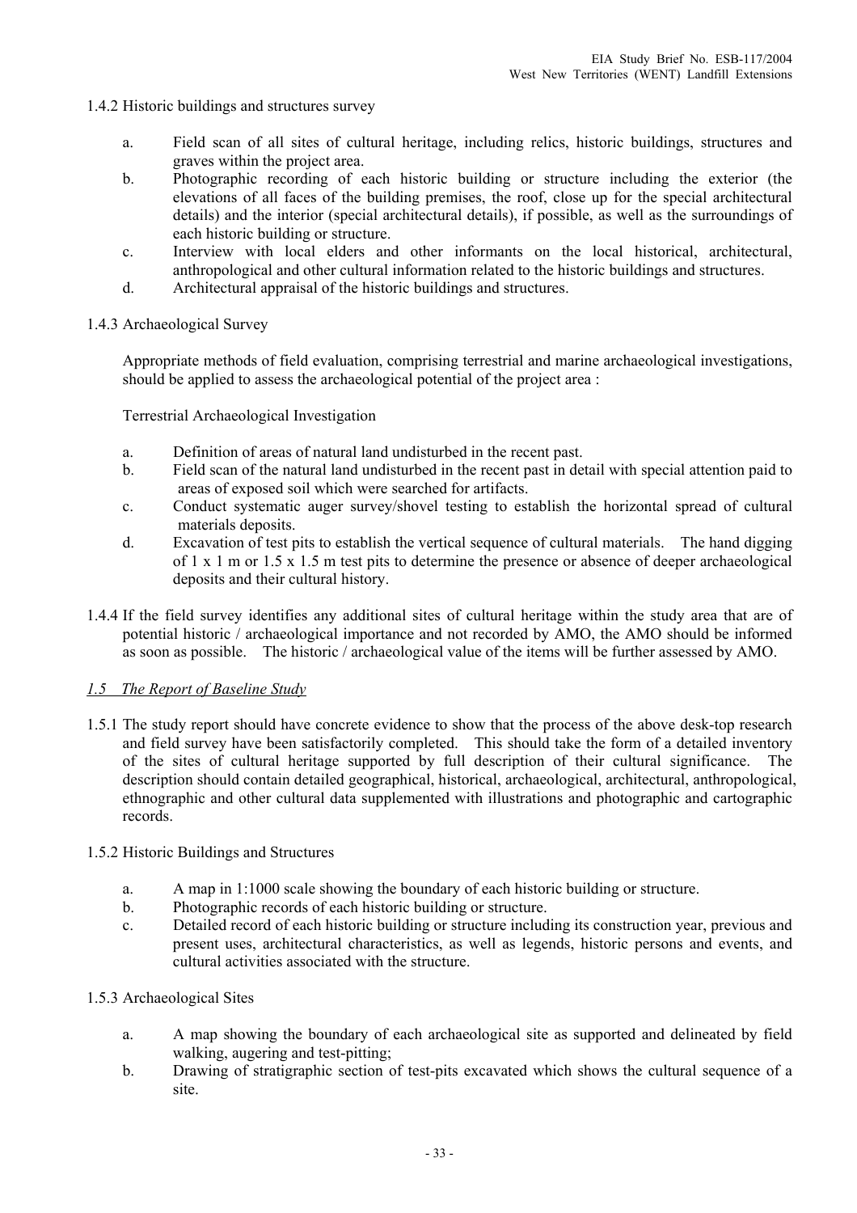1.4.2 Historic buildings and structures survey

a. Field scan of all sites of cultural heritage, including relics, historic buildings, structures and graves within the project area.
b. Photographic recording of each historic building or structure including the exterior (the elevations of all faces of the building premises, the roof, close up for the special architectural details) and the interior (special architectural details), if possible, as well as the surroundings of each historic building or structure.
c. Interview with local elders and other informants on the local historical, architectural, anthropological and other cultural information related to the historic buildings and structures.
d. Architectural appraisal of the historic buildings and structures.

1.4.3 Archaeological Survey

Appropriate methods of field evaluation, comprising terrestrial and marine archaeological investigations, should be applied to assess the archaeological potential of the project area :

Terrestrial Archaeological Investigation

a. Definition of areas of natural land undisturbed in the recent past.
b. Field scan of the natural land undisturbed in the recent past in detail with special attention paid to areas of exposed soil which were searched for artifacts.
c. Conduct systematic auger survey/shovel testing to establish the horizontal spread of cultural materials deposits.
d. Excavation of test pits to establish the vertical sequence of cultural materials. The hand digging of 1 x 1 m or 1.5 x 1.5 m test pits to determine the presence or absence of deeper archaeological deposits and their cultural history.

1.4.4 If the field survey identifies any additional sites of cultural heritage within the study area that are of potential historic / archaeological importance and not recorded by AMO, the AMO should be informed as soon as possible. The historic / archaeological value of the items will be further assessed by AMO.

*1.5 The Report of Baseline Study*

1.5.1 The study report should have concrete evidence to show that the process of the above desk-top research and field survey have been satisfactorily completed. This should take the form of a detailed inventory of the sites of cultural heritage supported by full description of their cultural significance. The description should contain detailed geographical, historical, archaeological, architectural, anthropological, ethnographic and other cultural data supplemented with illustrations and photographic and cartographic records.

1.5.2 Historic Buildings and Structures

a. A map in 1:1000 scale showing the boundary of each historic building or structure.
b. Photographic records of each historic building or structure.
c. Detailed record of each historic building or structure including its construction year, previous and present uses, architectural characteristics, as well as legends, historic persons and events, and cultural activities associated with the structure.

1.5.3 Archaeological Sites

a. A map showing the boundary of each archaeological site as supported and delineated by field walking, augering and test-pitting;
b. Drawing of stratigraphic section of test-pits excavated which shows the cultural sequence of a site.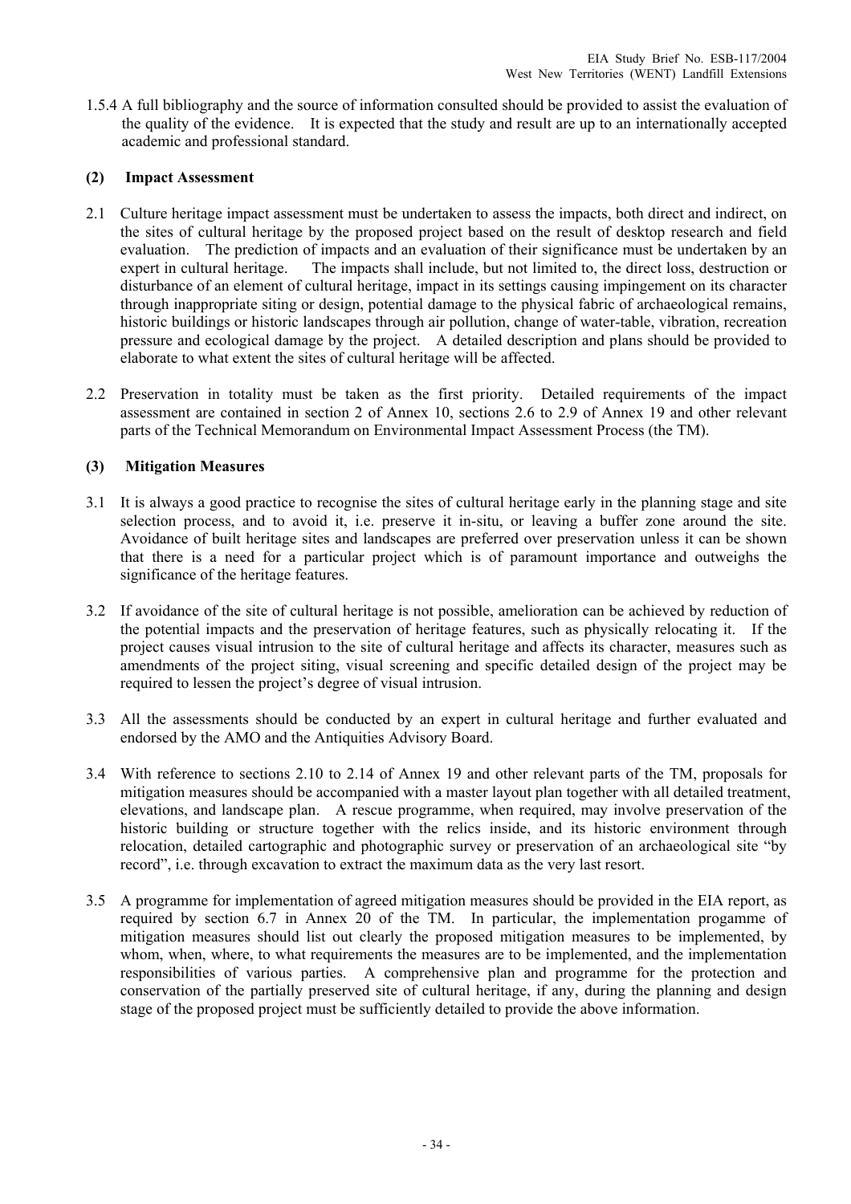1.5.4 A full bibliography and the source of information consulted should be provided to assist the evaluation of the quality of the evidence. It is expected that the study and result are up to an internationally accepted academic and professional standard.

### (2) Impact Assessment

2.1 Culture heritage impact assessment must be undertaken to assess the impacts, both direct and indirect, on the sites of cultural heritage by the proposed project based on the result of desktop research and field evaluation. The prediction of impacts and an evaluation of their significance must be undertaken by an expert in cultural heritage. The impacts shall include, but not limited to, the direct loss, destruction or disturbance of an element of cultural heritage, impact in its settings causing impingement on its character through inappropriate siting or design, potential damage to the physical fabric of archaeological remains, historic buildings or historic landscapes through air pollution, change of water-table, vibration, recreation pressure and ecological damage by the project. A detailed description and plans should be provided to elaborate to what extent the sites of cultural heritage will be affected.

2.2 Preservation in totality must be taken as the first priority. Detailed requirements of the impact assessment are contained in section 2 of Annex 10, sections 2.6 to 2.9 of Annex 19 and other relevant parts of the Technical Memorandum on Environmental Impact Assessment Process (the TM).

### (3) Mitigation Measures

3.1 It is always a good practice to recognise the sites of cultural heritage early in the planning stage and site selection process, and to avoid it, i.e. preserve it in-situ, or leaving a buffer zone around the site. Avoidance of built heritage sites and landscapes are preferred over preservation unless it can be shown that there is a need for a particular project which is of paramount importance and outweighs the significance of the heritage features.

3.2 If avoidance of the site of cultural heritage is not possible, amelioration can be achieved by reduction of the potential impacts and the preservation of heritage features, such as physically relocating it. If the project causes visual intrusion to the site of cultural heritage and affects its character, measures such as amendments of the project siting, visual screening and specific detailed design of the project may be required to lessen the project's degree of visual intrusion.

3.3 All the assessments should be conducted by an expert in cultural heritage and further evaluated and endorsed by the AMO and the Antiquities Advisory Board.

3.4 With reference to sections 2.10 to 2.14 of Annex 19 and other relevant parts of the TM, proposals for mitigation measures should be accompanied with a master layout plan together with all detailed treatment, elevations, and landscape plan. A rescue programme, when required, may involve preservation of the historic building or structure together with the relics inside, and its historic environment through relocation, detailed cartographic and photographic survey or preservation of an archaeological site "by record", i.e. through excavation to extract the maximum data as the very last resort.

3.5 A programme for implementation of agreed mitigation measures should be provided in the EIA report, as required by section 6.7 in Annex 20 of the TM. In particular, the implementation progamme of mitigation measures should list out clearly the proposed mitigation measures to be implemented, by whom, when, where, to what requirements the measures are to be implemented, and the implementation responsibilities of various parties. A comprehensive plan and programme for the protection and conservation of the partially preserved site of cultural heritage, if any, during the planning and design stage of the proposed project must be sufficiently detailed to provide the above information.